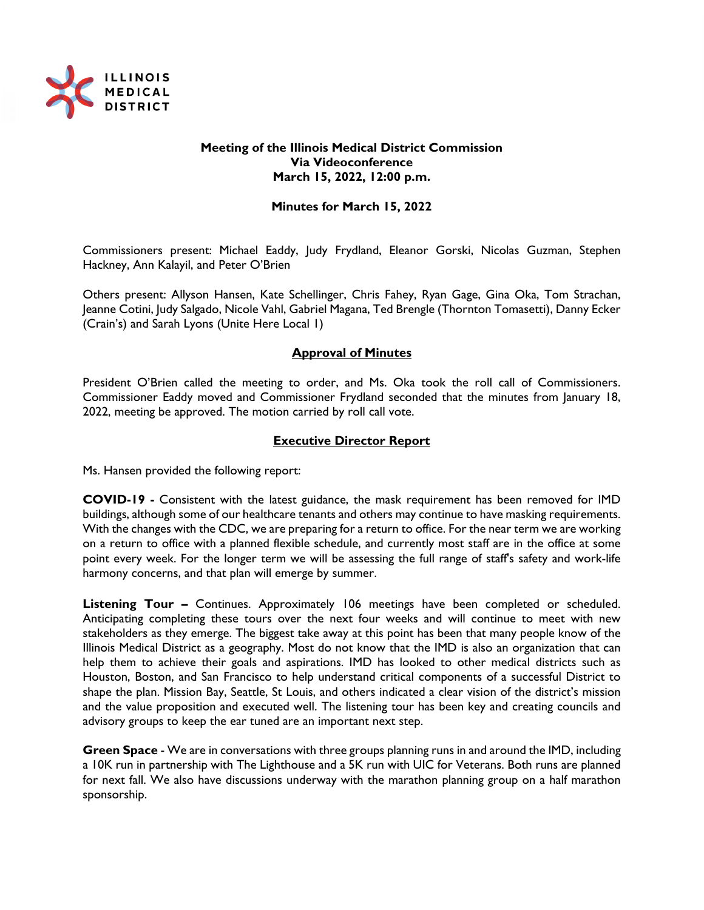ILLINOIS MEDICAL DISTRICT

**Meeting of the Illinois Medical District Commission**
**Via Videoconference**
**March 15, 2022, 12:00 p.m.**

**Minutes for March 15, 2022**

Commissioners present: Michael Eaddy, Judy Frydland, Eleanor Gorski, Nicolas Guzman, Stephen Hackney, Ann Kalayil, and Peter O'Brien

Others present: Allyson Hansen, Kate Schellinger, Chris Fahey, Ryan Gage, Gina Oka, Tom Strachan, Jeanne Cotini, Judy Salgado, Nicole Vahl, Gabriel Magana, Ted Brengle (Thornton Tomasetti), Danny Ecker (Crain's) and Sarah Lyons (Unite Here Local 1)

## Approval of Minutes

President O'Brien called the meeting to order, and Ms. Oka took the roll call of Commissioners. Commissioner Eaddy moved and Commissioner Frydland seconded that the minutes from January 18, 2022, meeting be approved. The motion carried by roll call vote.

## Executive Director Report

Ms. Hansen provided the following report:

**COVID-19 -** Consistent with the latest guidance, the mask requirement has been removed for IMD buildings, although some of our healthcare tenants and others may continue to have masking requirements. With the changes with the CDC, we are preparing for a return to office. For the near term we are working on a return to office with a planned flexible schedule, and currently most staff are in the office at some point every week. For the longer term we will be assessing the full range of staff's safety and work-life harmony concerns, and that plan will emerge by summer.

**Listening Tour –** Continues. Approximately 106 meetings have been completed or scheduled. Anticipating completing these tours over the next four weeks and will continue to meet with new stakeholders as they emerge. The biggest take away at this point has been that many people know of the Illinois Medical District as a geography. Most do not know that the IMD is also an organization that can help them to achieve their goals and aspirations. IMD has looked to other medical districts such as Houston, Boston, and San Francisco to help understand critical components of a successful District to shape the plan. Mission Bay, Seattle, St Louis, and others indicated a clear vision of the district's mission and the value proposition and executed well. The listening tour has been key and creating councils and advisory groups to keep the ear tuned are an important next step.

**Green Space** - We are in conversations with three groups planning runs in and around the IMD, including a 10K run in partnership with The Lighthouse and a 5K run with UIC for Veterans. Both runs are planned for next fall. We also have discussions underway with the marathon planning group on a half marathon sponsorship.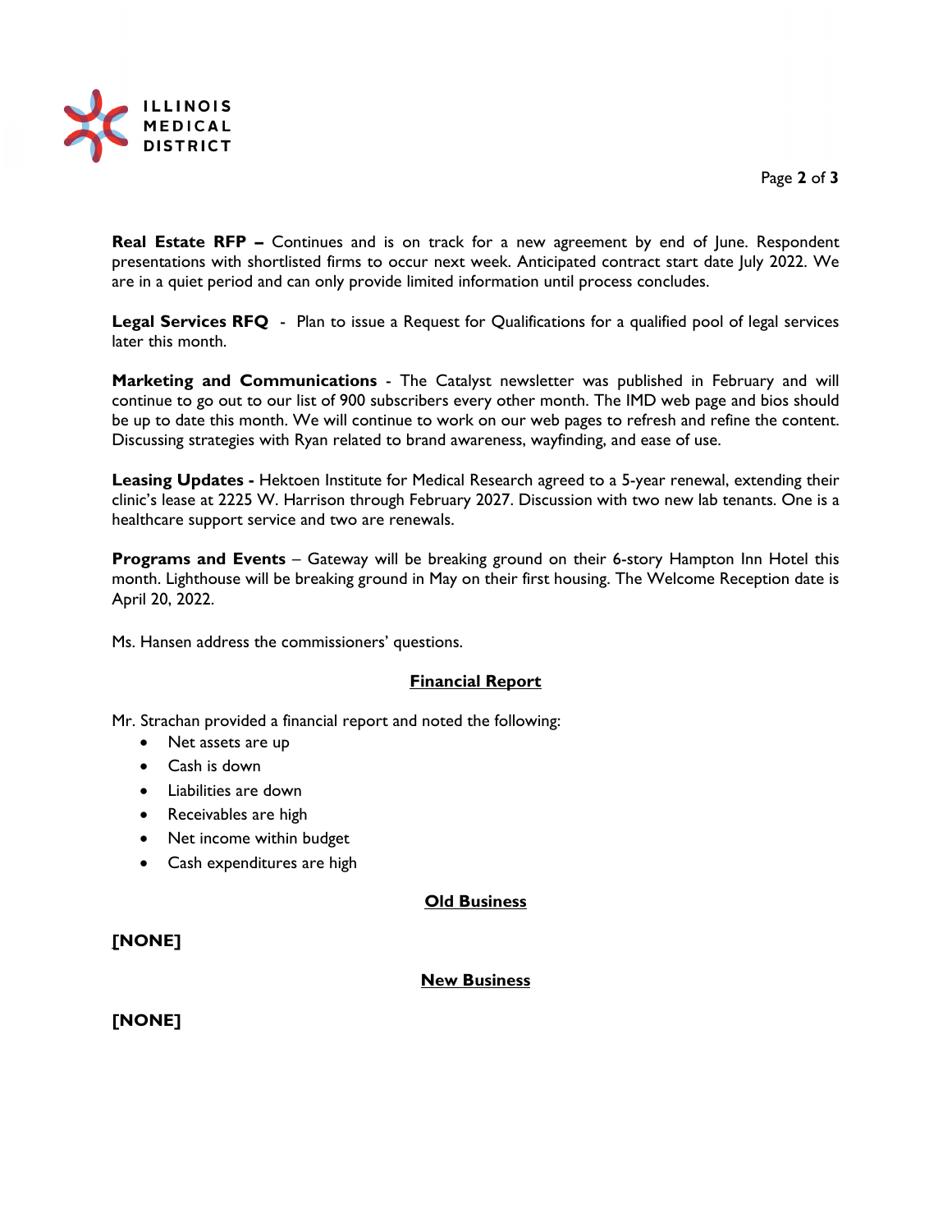**Real Estate RFP –** Continues and is on track for a new agreement by end of June. Respondent presentations with shortlisted firms to occur next week. Anticipated contract start date July 2022. We are in a quiet period and can only provide limited information until process concludes.

**Legal Services RFQ** - Plan to issue a Request for Qualifications for a qualified pool of legal services later this month.

**Marketing and Communications** - The Catalyst newsletter was published in February and will continue to go out to our list of 900 subscribers every other month. The IMD web page and bios should be up to date this month. We will continue to work on our web pages to refresh and refine the content. Discussing strategies with Ryan related to brand awareness, wayfinding, and ease of use.

**Leasing Updates -** Hektoen Institute for Medical Research agreed to a 5-year renewal, extending their clinic's lease at 2225 W. Harrison through February 2027. Discussion with two new lab tenants. One is a healthcare support service and two are renewals.

**Programs and Events** – Gateway will be breaking ground on their 6-story Hampton Inn Hotel this month. Lighthouse will be breaking ground in May on their first housing. The Welcome Reception date is April 20, 2022.

Ms. Hansen address the commissioners' questions.

## Financial Report

Mr. Strachan provided a financial report and noted the following:

- Net assets are up
- Cash is down
- Liabilities are down
- Receivables are high
- Net income within budget
- Cash expenditures are high

## Old Business

**[NONE]**

## New Business

**[NONE]**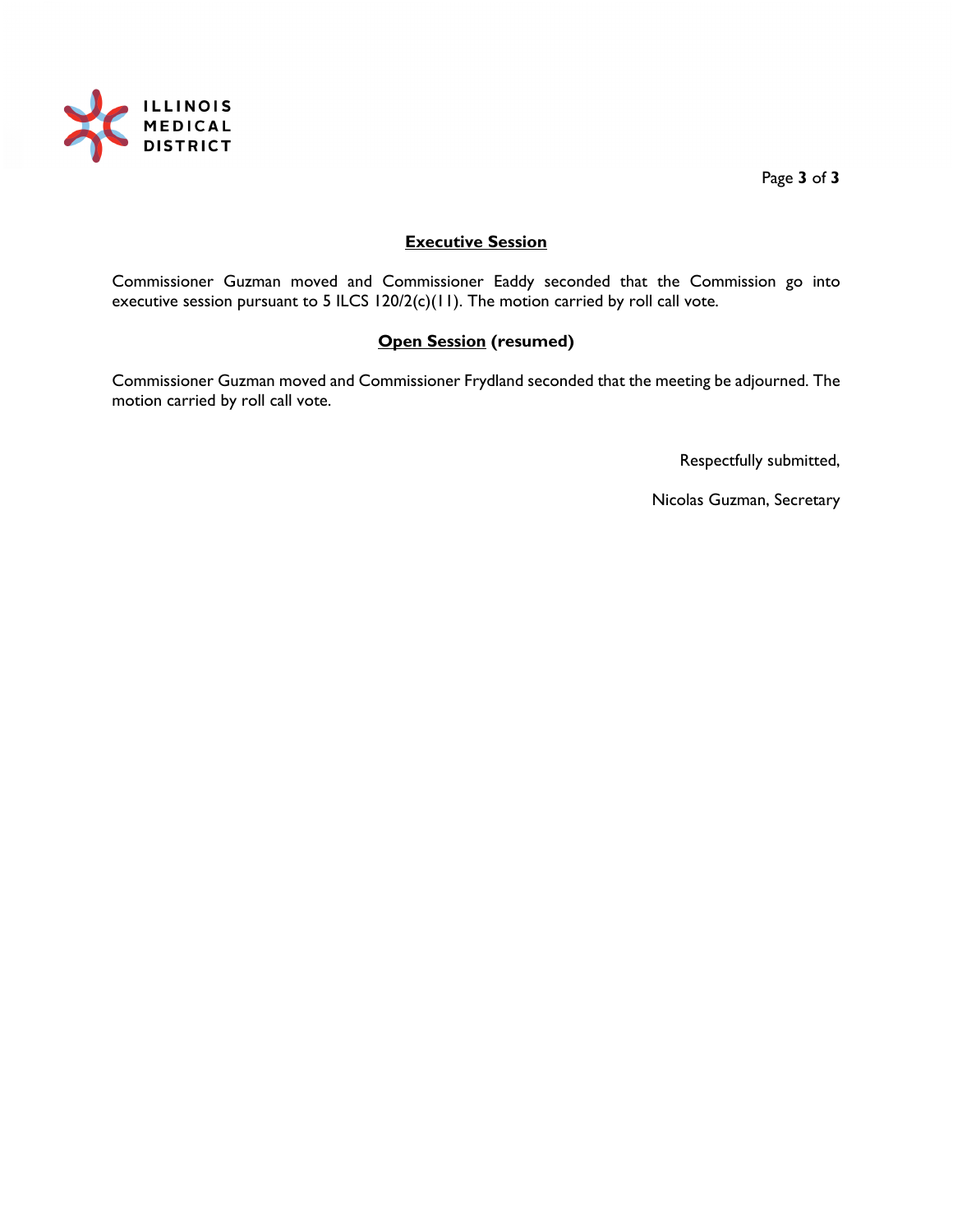## Executive Session

Commissioner Guzman moved and Commissioner Eaddy seconded that the Commission go into executive session pursuant to 5 ILCS 120/2(c)(11). The motion carried by roll call vote.

## Open Session (resumed)

Commissioner Guzman moved and Commissioner Frydland seconded that the meeting be adjourned. The motion carried by roll call vote.

Respectfully submitted,

Nicolas Guzman, Secretary